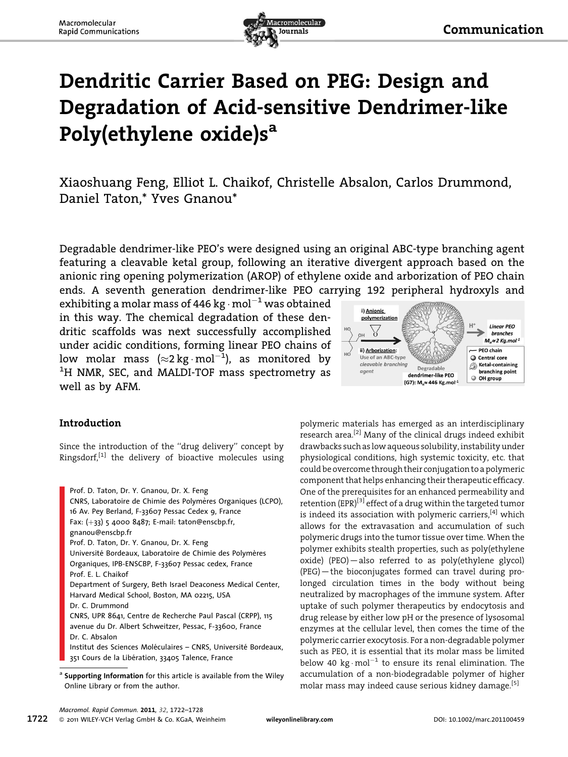# Dendritic Carrier Based on PEG: Design and Degradation of Acid-sensitive Dendrimer-like Poly(ethylene oxide)s[a]

Xiaoshuang Feng, Elliot L. Chaikof, Christelle Absalon, Carlos Drummond, Daniel Taton,* Yves Gnanou*

Degradable dendrimer-like PEO's were designed using an original ABC-type branching agent featuring a cleavable ketal group, following an iterative divergent approach based on the anionic ring opening polymerization (AROP) of ethylene oxide and arborization of PEO chain ends. A seventh generation dendrimer-like PEO carrying 192 peripheral hydroxyls and exhibiting a molar mass of 446 $kg \cdot mol^{-1}$ was obtained in this way. The chemical degradation of these dendritic scaffolds was next successfully accomplished under acidic conditions, forming linear PEO chains of low molar mass ($\approx$2 $kg \cdot mol^{-1}$), as monitored by $^1H$ NMR, SEC, and MALDI-TOF mass spectrometry as well as by AFM.

## Introduction

Since the introduction of the "drug delivery" concept by Ringsdorf,[1] the delivery of bioactive molecules using polymeric materials has emerged as an interdisciplinary research area.[2] Many of the clinical drugs indeed exhibit drawbacks such as low aqueous solubility, instability under physiological conditions, high systemic toxicity, etc. that could be overcome through their conjugation to a polymeric component that helps enhancing their therapeutic efficacy. One of the prerequisites for an enhanced permeability and retention (EPR)[3] effect of a drug within the targeted tumor is indeed its association with polymeric carriers,[4] which allows for the extravasation and accumulation of such polymeric drugs into the tumor tissue over time. When the polymer exhibits stealth properties, such as poly(ethylene oxide) (PEO) — also referred to as poly(ethylene glycol) (PEG) — the bioconjugates formed can travel during prolonged circulation times in the body without being neutralized by macrophages of the immune system. After uptake of such polymer therapeutics by endocytosis and drug release by either low pH or the presence of lysosomal enzymes at the cellular level, then comes the time of the polymeric carrier exocytosis. For a non-degradable polymer such as PEO, it is essential that its molar mass be limited below 40 $kg \cdot mol^{-1}$ to ensure its renal elimination. The accumulation of a non-biodegradable polymer of higher molar mass may indeed cause serious kidney damage.[5]

Prof. D. Taton, Dr. Y. Gnanou, Dr. X. Feng
CNRS, Laboratoire de Chimie des Polymères Organiques (LCPO), 16 Av. Pey Berland, F-33607 Pessac Cedex 9, France
Fax: (+33) 5 4000 8487; E-mail: taton@enscbp.fr, gnanou@enscbp.fr
Prof. D. Taton, Dr. Y. Gnanou, Dr. X. Feng
Université Bordeaux, Laboratoire de Chimie des Polymères Organiques, IPB-ENSCBP, F-33607 Pessac cedex, France
Prof. E. L. Chaikof
Department of Surgery, Beth Israel Deaconess Medical Center, Harvard Medical School, Boston, MA 02215, USA
Dr. C. Drummond
CNRS, UPR 8641, Centre de Recherche Paul Pascal (CRPP), 115 avenue du Dr. Albert Schweitzer, Pessac, F-33600, France
Dr. C. Absalon
Institut des Sciences Moléculaires – CNRS, Université Bordeaux, 351 Cours de la Libération, 33405 Talence, France

[a] **Supporting Information** for this article is available from the Wiley Online Library or from the author.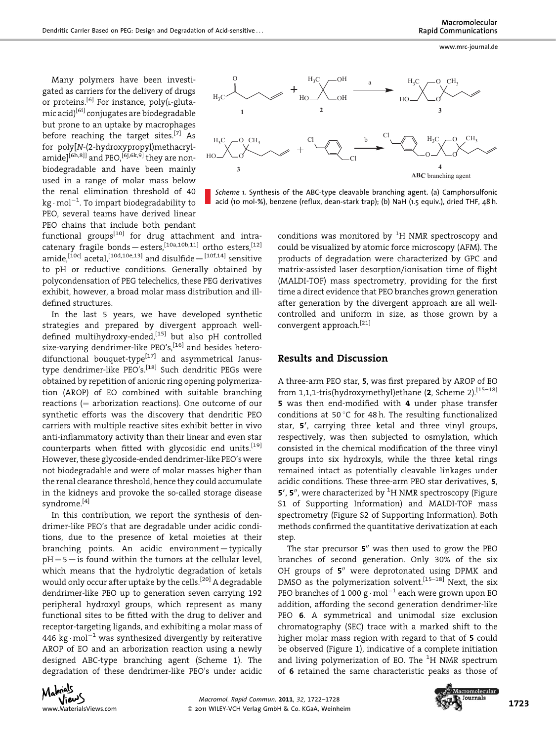Many polymers have been investigated as carriers for the delivery of drugs or proteins.[6] For instance, poly(L-glutamic acid)[6i] conjugates are biodegradable but prone to an uptake by macrophages before reaching the target sites.[7] As for poly[N-(2-hydroxypropyl)methacrylamide][6h,8] and PEO,[6j,6k,9] they are non-biodegradable and have been mainly used in a range of molar mass below the renal elimination threshold of 40 kg · mol$^{-1}$. To impart biodegradability to PEO, several teams have derived linear PEO chains that include both pendant functional groups[10] for drug attachment and intracatenary fragile bonds—esters,[10a,10b,11] ortho esters,[12] amide,[10c] acetal,[10d,10e,13] and disulfide—[10f,14] sensitive to pH or reductive conditions. Generally obtained by polycondensation of PEG telechelics, these PEG derivatives exhibit, however, a broad molar mass distribution and ill-defined structures.

In the last 5 years, we have developed synthetic strategies and prepared by divergent approach well-defined multihydroxy-ended,[15] but also pH controlled size-varying dendrimer-like PEO's,[16] and besides hetero-difunctional bouquet-type[17] and asymmetrical Janus-type dendrimer-like PEO's.[18] Such dendritic PEGs were obtained by repetition of anionic ring opening polymerization (AROP) of EO combined with suitable branching reactions (= arborization reactions). One outcome of our synthetic efforts was the discovery that dendritic PEO carriers with multiple reactive sites exhibit better in vivo anti-inflammatory activity than their linear and even star counterparts when fitted with glycosidic end units.[19] However, these glycoside-ended dendrimer-like PEO's were not biodegradable and were of molar masses higher than the renal clearance threshold, hence they could accumulate in the kidneys and provoke the so-called storage disease syndrome.[4]

In this contribution, we report the synthesis of dendrimer-like PEO's that are degradable under acidic conditions, due to the presence of ketal moieties at their branching points. An acidic environment—typically pH = 5—is found within the tumors at the cellular level, which means that the hydrolytic degradation of ketals would only occur after uptake by the cells.[20] A degradable dendrimer-like PEO up to generation seven carrying 192 peripheral hydroxyl groups, which represent as many functional sites to be fitted with the drug to deliver and receptor-targeting ligands, and exhibiting a molar mass of 446 kg · mol$^{-1}$ was synthesized divergently by reiterative AROP of EO and an arborization reaction using a newly designed ABC-type branching agent (Scheme 1). The degradation of these dendrimer-like PEO's under acidic conditions was monitored by $^1$H NMR spectroscopy and could be visualized by atomic force microscopy (AFM). The products of degradation were characterized by GPC and matrix-assisted laser desorption/ionisation time of flight (MALDI-TOF) mass spectrometry, providing for the first time a direct evidence that PEO branches grown generation after generation by the divergent approach are all well-controlled and uniform in size, as those grown by a convergent approach.[21]

*Scheme 1.* Synthesis of the ABC-type cleavable branching agent. (a) Camphorsulfonic acid (10 mol-%), benzene (reflux, dean-stark trap); (b) NaH (1.5 equiv.), dried THF, 48 h.

## Results and Discussion

A three-arm PEO star, **5**, was first prepared by AROP of EO from 1,1,1-tris(hydroxymethyl)ethane (**2**, Scheme 2).[15–18] **5** was then end-modified with **4** under phase transfer conditions at 50 °C for 48 h. The resulting functionalized star, **5′**, carrying three ketal and three vinyl groups, respectively, was then subjected to osmylation, which consisted in the chemical modification of the three vinyl groups into six hydroxyls, while the three ketal rings remained intact as potentially cleavable linkages under acidic conditions. These three-arm PEO star derivatives, **5**, **5′**, **5″**, were characterized by $^1$H NMR spectroscopy (Figure S1 of Supporting Information) and MALDI-TOF mass spectrometry (Figure S2 of Supporting Information). Both methods confirmed the quantitative derivatization at each step.

The star precursor **5″** was then used to grow the PEO branches of second generation. Only 30% of the six OH groups of **5″** were deprotonated using DPMK and DMSO as the polymerization solvent.[15–18] Next, the six PEO branches of 1 000 g · mol$^{-1}$ each were grown upon EO addition, affording the second generation dendrimer-like PEO **6**. A symmetrical and unimodal size exclusion chromatography (SEC) trace with a marked shift to the higher molar mass region with regard to that of **5** could be observed (Figure 1), indicative of a complete initiation and living polymerization of EO. The $^1$H NMR spectrum of **6** retained the same characteristic peaks as those of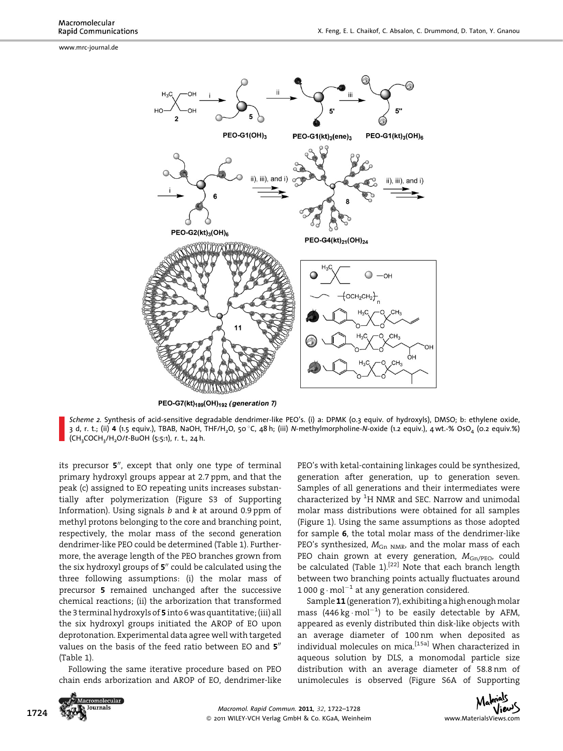*Scheme 2.* Synthesis of acid-sensitive degradable dendrimer-like PEO's. (i) a: DPMK (0.3 equiv. of hydroxyls), DMSO; b: ethylene oxide, 3 d, r. t.; (ii) **4** (1.5 equiv.), TBAB, NaOH, THF/$H_2O$, 50 °C, 48 h; (iii) *N*-methylmorpholine-*N*-oxide (1.2 equiv.), 4 wt.-% $OsO_4$ (0.2 equiv.%) ($CH_3COCH_3$/$H_2O$/*t*-BuOH (5:5:1), r. t., 24 h.

its precursor **5**″, except that only one type of terminal primary hydroxyl groups appear at 2.7 ppm, and that the peak (c) assigned to EO repeating units increases substantially after polymerization (Figure S3 of Supporting Information). Using signals *b* and *k* at around 0.9 ppm of methyl protons belonging to the core and branching point, respectively, the molar mass of the second generation dendrimer-like PEO could be determined (Table 1). Furthermore, the average length of the PEO branches grown from the six hydroxyl groups of **5**″ could be calculated using the three following assumptions: (i) the molar mass of precursor **5** remained unchanged after the successive chemical reactions; (ii) the arborization that transformed the 3 terminal hydroxyls of **5** into 6 was quantitative; (iii) all the six hydroxyl groups initiated the AROP of EO upon deprotonation. Experimental data agree well with targeted values on the basis of the feed ratio between EO and **5**″ (Table 1).

Following the same iterative procedure based on PEO chain ends arborization and AROP of EO, dendrimer-like PEO's with ketal-containing linkages could be synthesized, generation after generation, up to generation seven. Samples of all generations and their intermediates were characterized by $^1$H NMR and SEC. Narrow and unimodal molar mass distributions were obtained for all samples (Figure 1). Using the same assumptions as those adopted for sample **6**, the total molar mass of the dendrimer-like PEO's synthesized, $M_{Gn\ NMR}$, and the molar mass of each PEO chain grown at every generation, $M_{Gn/PEO}$, could be calculated (Table 1).[22] Note that each branch length between two branching points actually fluctuates around 1 000 g · mol$^{-1}$ at any generation considered.

Sample **11** (generation 7), exhibiting a high enough molar mass (446 kg · mol$^{-1}$) to be easily detectable by AFM, appeared as evenly distributed thin disk-like objects with an average diameter of 100 nm when deposited as individual molecules on mica.[15a] When characterized in aqueous solution by DLS, a monomodal particle size distribution with an average diameter of 58.8 nm of unimolecules is observed (Figure S6A of Supporting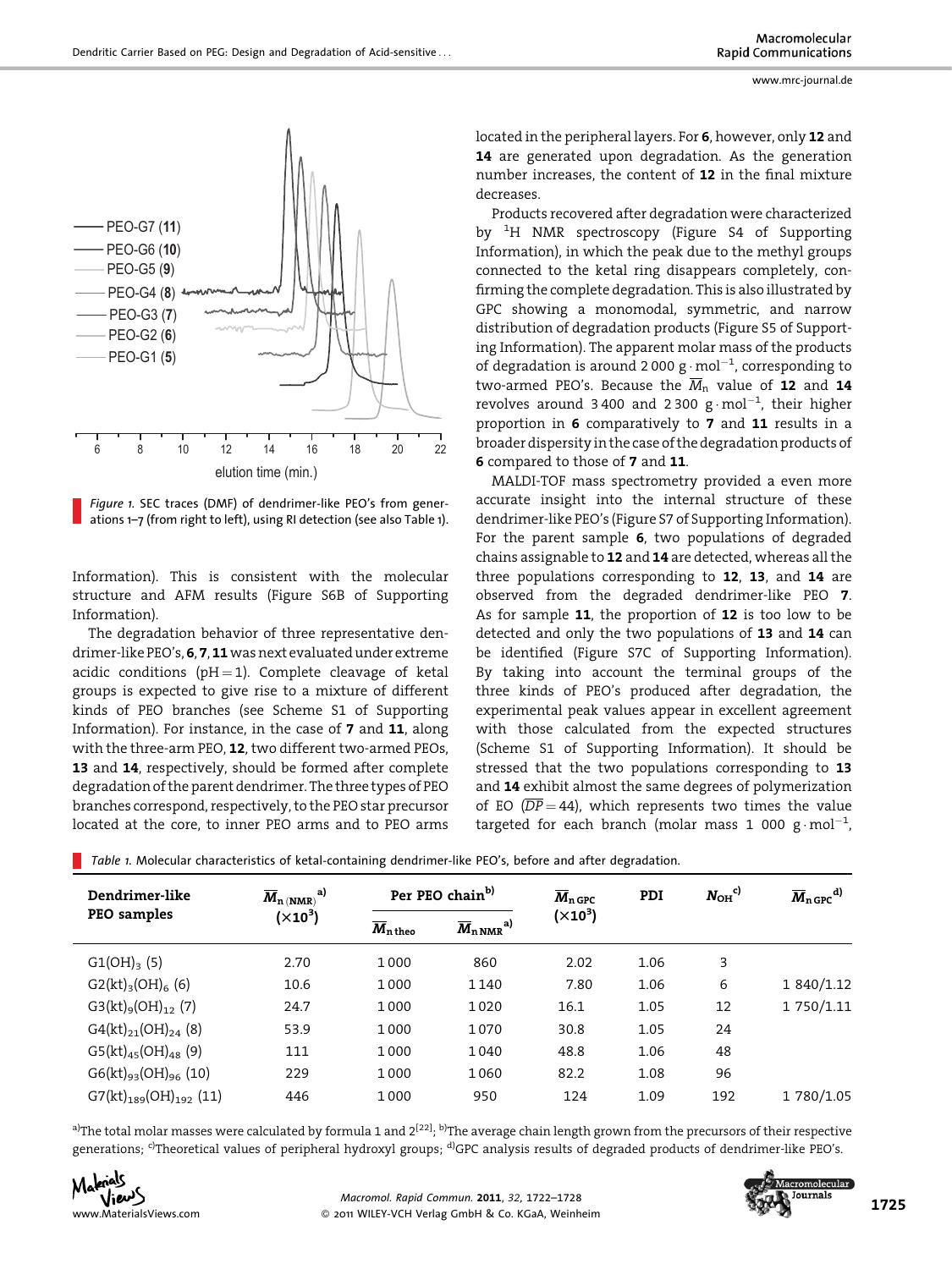Figure 1. SEC traces (DMF) of dendrimer-like PEO's from generations 1–7 (from right to left), using RI detection (see also Table 1).

Information). This is consistent with the molecular structure and AFM results (Figure S6B of Supporting Information).

The degradation behavior of three representative dendrimer-like PEO's, **6**, **7**, **11** was next evaluated under extreme acidic conditions (pH = 1). Complete cleavage of ketal groups is expected to give rise to a mixture of different kinds of PEO branches (see Scheme S1 of Supporting Information). For instance, in the case of **7** and **11**, along with the three-arm PEO, **12**, two different two-armed PEOs, **13** and **14**, respectively, should be formed after complete degradation of the parent dendrimer. The three types of PEO branches correspond, respectively, to the PEO star precursor located at the core, to inner PEO arms and to PEO arms located in the peripheral layers. For **6**, however, only **12** and **14** are generated upon degradation. As the generation number increases, the content of **12** in the final mixture decreases.

Products recovered after degradation were characterized by $^1$H NMR spectroscopy (Figure S4 of Supporting Information), in which the peak due to the methyl groups connected to the ketal ring disappears completely, confirming the complete degradation. This is also illustrated by GPC showing a monomodal, symmetric, and narrow distribution of degradation products (Figure S5 of Supporting Information). The apparent molar mass of the products of degradation is around 2 000 g · mol$^{-1}$, corresponding to two-armed PEO's. Because the $\overline{M}_n$ value of **12** and **14** revolves around 3 400 and 2 300 g · mol$^{-1}$, their higher proportion in **6** comparatively to **7** and **11** results in a broader dispersity in the case of the degradation products of **6** compared to those of **7** and **11**.

MALDI-TOF mass spectrometry provided a even more accurate insight into the internal structure of these dendrimer-like PEO's (Figure S7 of Supporting Information). For the parent sample **6**, two populations of degraded chains assignable to **12** and **14** are detected, whereas all the three populations corresponding to **12**, **13**, and **14** are observed from the degraded dendrimer-like PEO **7**. As for sample **11**, the proportion of **12** is too low to be detected and only the two populations of **13** and **14** can be identified (Figure S7C of Supporting Information). By taking into account the terminal groups of the three kinds of PEO's produced after degradation, the experimental peak values appear in excellent agreement with those calculated from the expected structures (Scheme S1 of Supporting Information). It should be stressed that the two populations corresponding to **13** and **14** exhibit almost the same degrees of polymerization of EO ($\overline{DP} = 44$), which represents two times the value targeted for each branch (molar mass 1 000 g · mol$^{-1}$,

Table 1. Molecular characteristics of ketal-containing dendrimer-like PEO's, before and after degradation.

| Dendrimer-like PEO samples | $\overline{M}_{n\,(NMR)}$ [a] ($\times 10^3$) | Per PEO chain[b] | | $\overline{M}_{n\,GPC}$ ($\times 10^3$) | PDI | $N_{OH}$ [c] | $\overline{M}_{n\,GPC}$ [d] |
|---|---|---|---|---|---|---|---|
| | | $\overline{M}_{n\,theo}$ | $\overline{M}_{n\,NMR}$ [a] | | | | |
| $G1(OH)_3$ (5) | 2.70 | 1000 | 860 | 2.02 | 1.06 | 3 | |
| $G2(kt)_3(OH)_6$ (6) | 10.6 | 1000 | 1140 | 7.80 | 1.06 | 6 | 1 840/1.12 |
| $G3(kt)_9(OH)_{12}$ (7) | 24.7 | 1000 | 1020 | 16.1 | 1.05 | 12 | 1 750/1.11 |
| $G4(kt)_{21}(OH)_{24}$ (8) | 53.9 | 1000 | 1070 | 30.8 | 1.05 | 24 | |
| $G5(kt)_{45}(OH)_{48}$ (9) | 111 | 1000 | 1040 | 48.8 | 1.06 | 48 | |
| $G6(kt)_{93}(OH)_{96}$ (10) | 229 | 1000 | 1060 | 82.2 | 1.08 | 96 | |
| $G7(kt)_{189}(OH)_{192}$ (11) | 446 | 1000 | 950 | 124 | 1.09 | 192 | 1 780/1.05 |

[a]The total molar masses were calculated by formula 1 and 2[22]; [b]The average chain length grown from the precursors of their respective generations; [c]Theoretical values of peripheral hydroxyl groups; [d]GPC analysis results of degraded products of dendrimer-like PEO's.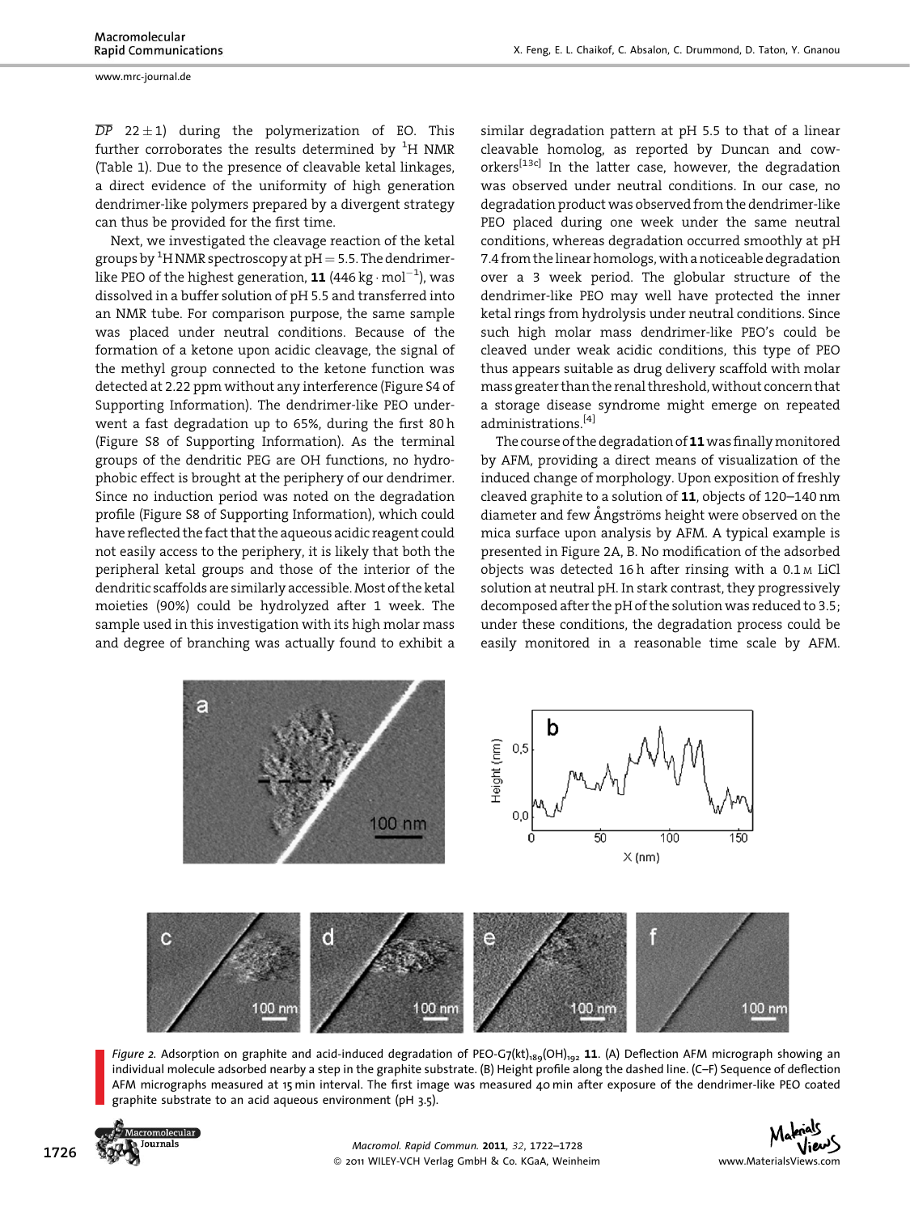$\overline{DP}$ 22 ± 1) during the polymerization of EO. This further corroborates the results determined by $^1$H NMR (Table 1). Due to the presence of cleavable ketal linkages, a direct evidence of the uniformity of high generation dendrimer-like polymers prepared by a divergent strategy can thus be provided for the first time.

Next, we investigated the cleavage reaction of the ketal groups by $^1$H NMR spectroscopy at pH = 5.5. The dendrimer-like PEO of the highest generation, **11** (446 kg · mol$^{-1}$), was dissolved in a buffer solution of pH 5.5 and transferred into an NMR tube. For comparison purpose, the same sample was placed under neutral conditions. Because of the formation of a ketone upon acidic cleavage, the signal of the methyl group connected to the ketone function was detected at 2.22 ppm without any interference (Figure S4 of Supporting Information). The dendrimer-like PEO underwent a fast degradation up to 65%, during the first 80 h (Figure S8 of Supporting Information). As the terminal groups of the dendritic PEG are OH functions, no hydrophobic effect is brought at the periphery of our dendrimer. Since no induction period was noted on the degradation profile (Figure S8 of Supporting Information), which could have reflected the fact that the aqueous acidic reagent could not easily access to the periphery, it is likely that both the peripheral ketal groups and those of the interior of the dendritic scaffolds are similarly accessible. Most of the ketal moieties (90%) could be hydrolyzed after 1 week. The sample used in this investigation with its high molar mass and degree of branching was actually found to exhibit a similar degradation pattern at pH 5.5 to that of a linear cleavable homolog, as reported by Duncan and coworkers[13c] In the latter case, however, the degradation was observed under neutral conditions. In our case, no degradation product was observed from the dendrimer-like PEO placed during one week under the same neutral conditions, whereas degradation occurred smoothly at pH 7.4 from the linear homologs, with a noticeable degradation over a 3 week period. The globular structure of the dendrimer-like PEO may well have protected the inner ketal rings from hydrolysis under neutral conditions. Since such high molar mass dendrimer-like PEO's could be cleaved under weak acidic conditions, this type of PEO thus appears suitable as drug delivery scaffold with molar mass greater than the renal threshold, without concern that a storage disease syndrome might emerge on repeated administrations.[4]

The course of the degradation of **11** was finally monitored by AFM, providing a direct means of visualization of the induced change of morphology. Upon exposition of freshly cleaved graphite to a solution of **11**, objects of 120–140 nm diameter and few Ångströms height were observed on the mica surface upon analysis by AFM. A typical example is presented in Figure 2A, B. No modification of the adsorbed objects was detected 16 h after rinsing with a 0.1 M LiCl solution at neutral pH. In stark contrast, they progressively decomposed after the pH of the solution was reduced to 3.5; under these conditions, the degradation process could be easily monitored in a reasonable time scale by AFM.

*Figure 2.* Adsorption on graphite and acid-induced degradation of PEO-G7(kt)$_{189}$(OH)$_{192}$ **11**. (A) Deflection AFM micrograph showing an individual molecule adsorbed nearby a step in the graphite substrate. (B) Height profile along the dashed line. (C–F) Sequence of deflection AFM micrographs measured at 15 min interval. The first image was measured 40 min after exposure of the dendrimer-like PEO coated graphite substrate to an acid aqueous environment (pH 3.5).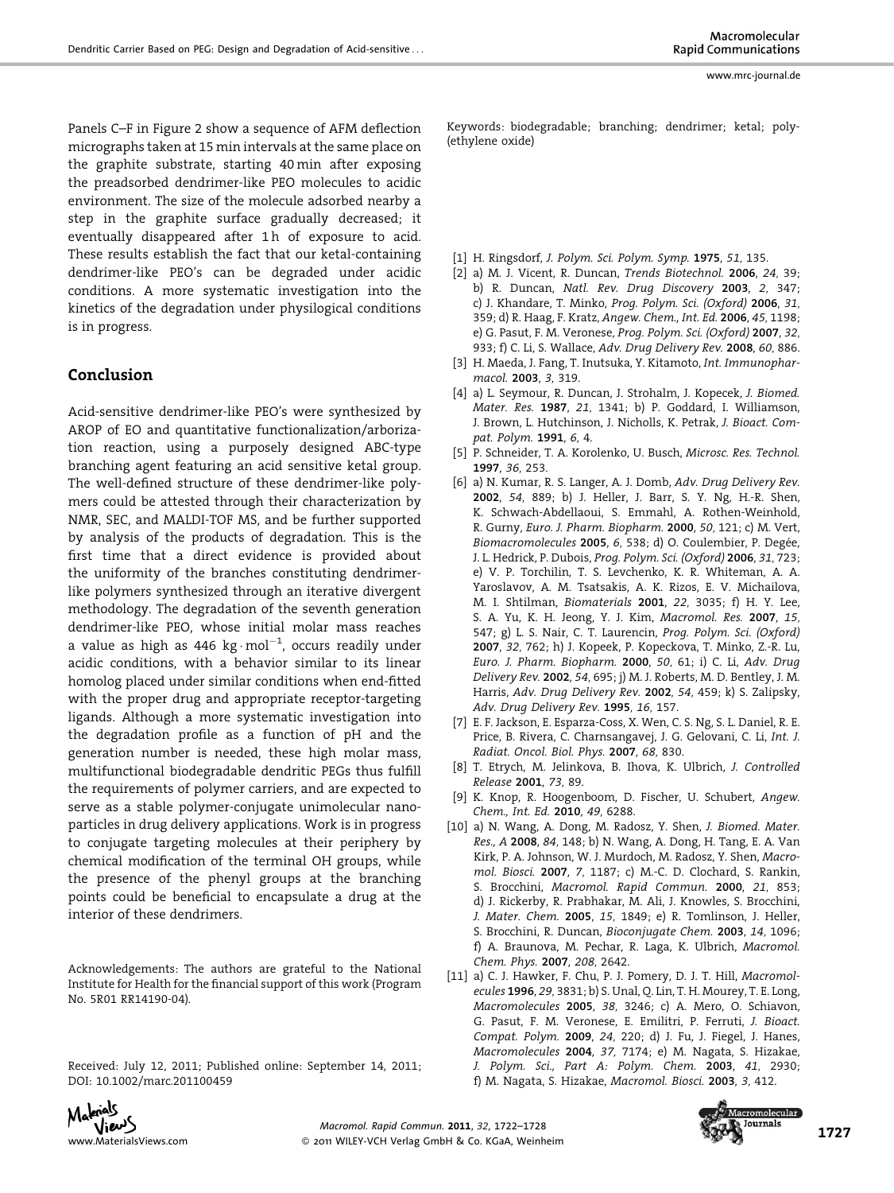Panels C–F in Figure 2 show a sequence of AFM deflection micrographs taken at 15 min intervals at the same place on the graphite substrate, starting 40 min after exposing the preadsorbed dendrimer-like PEO molecules to acidic environment. The size of the molecule adsorbed nearby a step in the graphite surface gradually decreased; it eventually disappeared after 1 h of exposure to acid. These results establish the fact that our ketal-containing dendrimer-like PEO's can be degraded under acidic conditions. A more systematic investigation into the kinetics of the degradation under physilogical conditions is in progress.

## Conclusion

Acid-sensitive dendrimer-like PEO's were synthesized by AROP of EO and quantitative functionalization/arborization reaction, using a purposely designed ABC-type branching agent featuring an acid sensitive ketal group. The well-defined structure of these dendrimer-like polymers could be attested through their characterization by NMR, SEC, and MALDI-TOF MS, and be further supported by analysis of the products of degradation. This is the first time that a direct evidence is provided about the uniformity of the branches constituting dendrimer-like polymers synthesized through an iterative divergent methodology. The degradation of the seventh generation dendrimer-like PEO, whose initial molar mass reaches a value as high as 446 $kg \cdot mol^{-1}$, occurs readily under acidic conditions, with a behavior similar to its linear homolog placed under similar conditions when end-fitted with the proper drug and appropriate receptor-targeting ligands. Although a more systematic investigation into the degradation profile as a function of pH and the generation number is needed, these high molar mass, multifunctional biodegradable dendritic PEGs thus fulfill the requirements of polymer carriers, and are expected to serve as a stable polymer-conjugate unimolecular nanoparticles in drug delivery applications. Work is in progress to conjugate targeting molecules at their periphery by chemical modification of the terminal OH groups, while the presence of the phenyl groups at the branching points could be beneficial to encapsulate a drug at the interior of these dendrimers.

Acknowledgements: The authors are grateful to the National Institute for Health for the financial support of this work (Program No. 5R01 RR14190-04).

Received: July 12, 2011; Published online: September 14, 2011; DOI: 10.1002/marc.201100459

Keywords: biodegradable; branching; dendrimer; ketal; poly(ethylene oxide)

[1] H. Ringsdorf, *J. Polym. Sci. Polym. Symp.* **1975**, *51*, 135.

[2] a) M. J. Vicent, R. Duncan, *Trends Biotechnol.* **2006**, *24*, 39; b) R. Duncan, *Natl. Rev. Drug Discovery* **2003**, *2*, 347; c) J. Khandare, T. Minko, *Prog. Polym. Sci. (Oxford)* **2006**, *31*, 359; d) R. Haag, F. Kratz, *Angew. Chem., Int. Ed.* **2006**, *45*, 1198; e) G. Pasut, F. M. Veronese, *Prog. Polym. Sci. (Oxford)* **2007**, *32*, 933; f) C. Li, S. Wallace, *Adv. Drug Delivery Rev.* **2008**, *60*, 886.

[3] H. Maeda, J. Fang, T. Inutsuka, Y. Kitamoto, *Int. Immunopharmacol.* **2003**, *3*, 319.

[4] a) L. Seymour, R. Duncan, J. Strohalm, J. Kopecek, *J. Biomed. Mater. Res.* **1987**, *21*, 1341; b) P. Goddard, I. Williamson, J. Brown, L. Hutchinson, J. Nicholls, K. Petrak, *J. Bioact. Compat. Polym.* **1991**, *6*, 4.

[5] P. Schneider, T. A. Korolenko, U. Busch, *Microsc. Res. Technol.* **1997**, *36*, 253.

[6] a) N. Kumar, R. S. Langer, A. J. Domb, *Adv. Drug Delivery Rev.* **2002**, *54*, 889; b) J. Heller, J. Barr, S. Y. Ng, H.-R. Shen, K. Schwach-Abdellaoui, S. Emmahl, A. Rothen-Weinhold, R. Gurny, *Euro. J. Pharm. Biopharm.* **2000**, *50*, 121; c) M. Vert, *Biomacromolecules* **2005**, *6*, 538; d) O. Coulembier, P. Degée, J. L. Hedrick, P. Dubois, *Prog. Polym. Sci. (Oxford)* **2006**, *31*, 723; e) V. P. Torchilin, T. S. Levchenko, K. R. Whiteman, A. A. Yaroslavov, A. M. Tsatsakis, A. K. Rizos, E. V. Michailova, M. I. Shtilman, *Biomaterials* **2001**, *22*, 3035; f) H. Y. Lee, S. A. Yu, K. H. Jeong, Y. J. Kim, *Macromol. Res.* **2007**, *15*, 547; g) L. S. Nair, C. T. Laurencin, *Prog. Polym. Sci. (Oxford)* **2007**, *32*, 762; h) J. Kopeek, P. Kopeckova, T. Minko, Z.-R. Lu, *Euro. J. Pharm. Biopharm.* **2000**, *50*, 61; i) C. Li, *Adv. Drug Delivery Rev.* **2002**, *54*, 695; j) M. J. Roberts, M. D. Bentley, J. M. Harris, *Adv. Drug Delivery Rev.* **2002**, *54*, 459; k) S. Zalipsky, *Adv. Drug Delivery Rev.* **1995**, *16*, 157.

[7] E. F. Jackson, E. Esparza-Coss, X. Wen, C. S. Ng, S. L. Daniel, R. E. Price, B. Rivera, C. Charnsangavej, J. G. Gelovani, C. Li, *Int. J. Radiat. Oncol. Biol. Phys.* **2007**, *68*, 830.

[8] T. Etrych, M. Jelinkova, B. Ihova, K. Ulbrich, *J. Controlled Release* **2001**, *73*, 89.

[9] K. Knop, R. Hoogenboom, D. Fischer, U. Schubert, *Angew. Chem., Int. Ed.* **2010**, *49*, 6288.

[10] a) N. Wang, A. Dong, M. Radosz, Y. Shen, *J. Biomed. Mater. Res., A* **2008**, *84*, 148; b) N. Wang, A. Dong, H. Tang, E. A. Van Kirk, P. A. Johnson, W. J. Murdoch, M. Radosz, Y. Shen, *Macromol. Biosci.* **2007**, *7*, 1187; c) M.-C. D. Clochard, S. Rankin, S. Brocchini, *Macromol. Rapid Commun.* **2000**, *21*, 853; d) J. Rickerby, R. Prabhakar, M. Ali, J. Knowles, S. Brocchini, *J. Mater. Chem.* **2005**, *15*, 1849; e) R. Tomlinson, J. Heller, S. Brocchini, R. Duncan, *Bioconjugate Chem.* **2003**, *14*, 1096; f) A. Braunova, M. Pechar, R. Laga, K. Ulbrich, *Macromol. Chem. Phys.* **2007**, *208*, 2642.

[11] a) C. J. Hawker, F. Chu, P. J. Pomery, D. J. T. Hill, *Macromolecules* **1996**, *29*, 3831; b) S. Unal, Q. Lin, T. H. Mourey, T. E. Long, *Macromolecules* **2005**, *38*, 3246; c) A. Mero, O. Schiavon, G. Pasut, F. M. Veronese, E. Emilitri, P. Ferruti, *J. Bioact. Compat. Polym.* **2009**, *24*, 220; d) J. Fu, J. Fiegel, J. Hanes, *Macromolecules* **2004**, *37*, 7174; e) M. Nagata, S. Hizakae, *J. Polym. Sci., Part A: Polym. Chem.* **2003**, *41*, 2930; f) M. Nagata, S. Hizakae, *Macromol. Biosci.* **2003**, *3*, 412.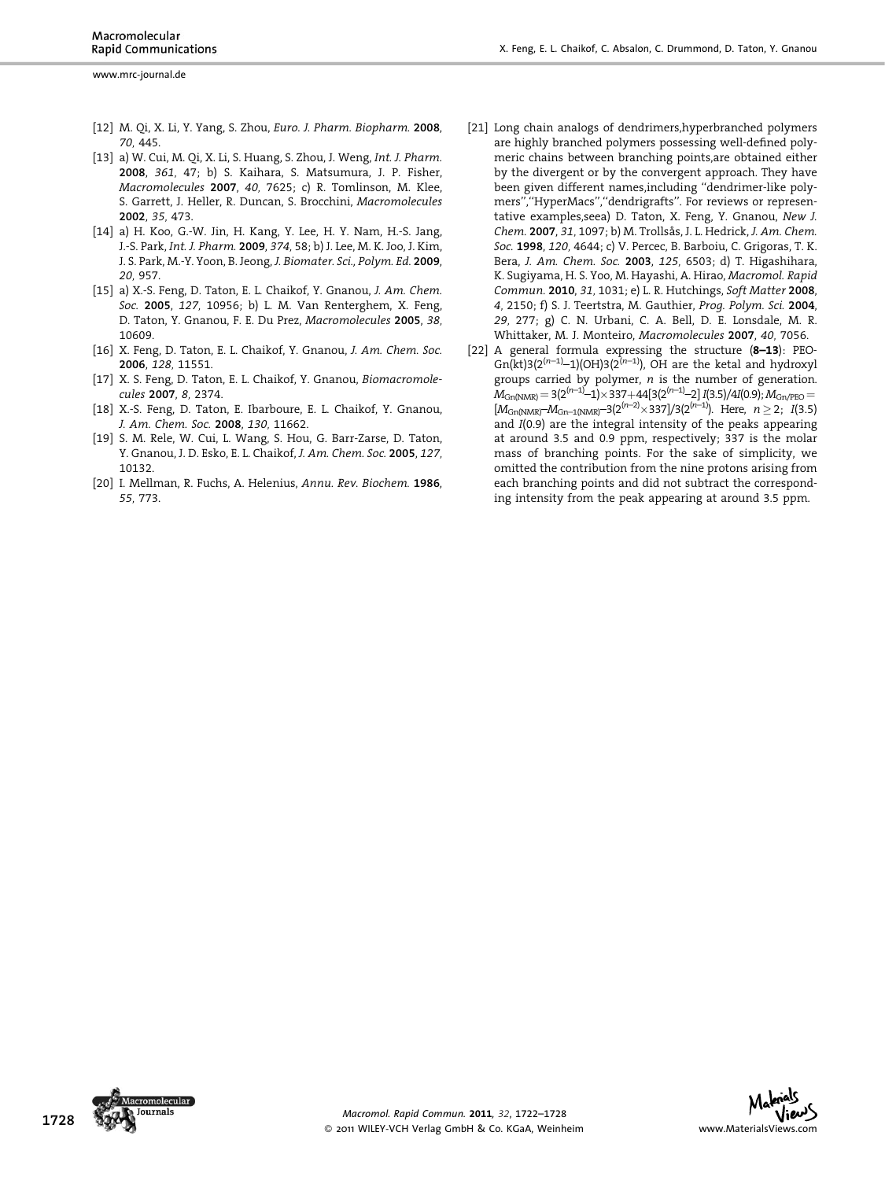[12] M. Qi, X. Li, Y. Yang, S. Zhou, *Euro. J. Pharm. Biopharm.* **2008**, *70*, 445.

[13] a) W. Cui, M. Qi, X. Li, S. Huang, S. Zhou, J. Weng, *Int. J. Pharm.* **2008**, *361*, 47; b) S. Kaihara, S. Matsumura, J. P. Fisher, *Macromolecules* **2007**, *40*, 7625; c) R. Tomlinson, M. Klee, S. Garrett, J. Heller, R. Duncan, S. Brocchini, *Macromolecules* **2002**, *35*, 473.

[14] a) H. Koo, G.-W. Jin, H. Kang, Y. Lee, H. Y. Nam, H.-S. Jang, J.-S. Park, *Int. J. Pharm.* **2009**, *374*, 58; b) J. Lee, M. K. Joo, J. Kim, J. S. Park, M.-Y. Yoon, B. Jeong, *J. Biomater. Sci., Polym. Ed.* **2009**, *20*, 957.

[15] a) X.-S. Feng, D. Taton, E. L. Chaikof, Y. Gnanou, *J. Am. Chem. Soc.* **2005**, *127*, 10956; b) L. M. Van Renterghem, X. Feng, D. Taton, Y. Gnanou, F. E. Du Prez, *Macromolecules* **2005**, *38*, 10609.

[16] X. Feng, D. Taton, E. L. Chaikof, Y. Gnanou, *J. Am. Chem. Soc.* **2006**, *128*, 11551.

[17] X. S. Feng, D. Taton, E. L. Chaikof, Y. Gnanou, *Biomacromolecules* **2007**, *8*, 2374.

[18] X.-S. Feng, D. Taton, E. Ibarboure, E. L. Chaikof, Y. Gnanou, *J. Am. Chem. Soc.* **2008**, *130*, 11662.

[19] S. M. Rele, W. Cui, L. Wang, S. Hou, G. Barr-Zarse, D. Taton, Y. Gnanou, J. D. Esko, E. L. Chaikof, *J. Am. Chem. Soc.* **2005**, *127*, 10132.

[20] I. Mellman, R. Fuchs, A. Helenius, *Annu. Rev. Biochem.* **1986**, *55*, 773.

[21] Long chain analogs of dendrimers,hyperbranched polymers are highly branched polymers possessing well-defined polymeric chains between branching points,are obtained either by the divergent or by the convergent approach. They have been given different names,including "dendrimer-like polymers","HyperMacs","dendrigrafts". For reviews or representative examples,seea) D. Taton, X. Feng, Y. Gnanou, *New J. Chem.* **2007**, *31*, 1097; b) M. Trollsås, J. L. Hedrick, *J. Am. Chem. Soc.* **1998**, *120*, 4644; c) V. Percec, B. Barboiu, C. Grigoras, T. K. Bera, *J. Am. Chem. Soc.* **2003**, *125*, 6503; d) T. Higashihara, K. Sugiyama, H. S. Yoo, M. Hayashi, A. Hirao, *Macromol. Rapid Commun.* **2010**, *31*, 1031; e) L. R. Hutchings, *Soft Matter* **2008**, *4*, 2150; f) S. J. Teertstra, M. Gauthier, *Prog. Polym. Sci.* **2004**, *29*, 277; g) C. N. Urbani, C. A. Bell, D. E. Lonsdale, M. R. Whittaker, M. J. Monteiro, *Macromolecules* **2007**, *40*, 7056.

[22] A general formula expressing the structure (**8–13**): PEO-Gn(kt)3($2^{(n-1)}$–1)(OH)3($2^{(n-1)}$), OH are the ketal and hydroxyl groups carried by polymer, $n$ is the number of generation. $M_{\mathrm{Gn(NMR)}} = 3(2^{(n-1)}-1)\times 337 + 44[3(2^{(n-1)}-2]\,I(3.5)/4I(0.9)$; $M_{\mathrm{Gn/PEO}} = [M_{\mathrm{Gn(NMR)}} - M_{\mathrm{Gn-1(NMR)}} - 3(2^{(n-2)}\times 337]/3(2^{(n-1)})$. Here, $n \geq 2$; $I(3.5)$ and $I(0.9)$ are the integral intensity of the peaks appearing at around 3.5 and 0.9 ppm, respectively; 337 is the molar mass of branching points. For the sake of simplicity, we omitted the contribution from the nine protons arising from each branching points and did not subtract the corresponding intensity from the peak appearing at around 3.5 ppm.